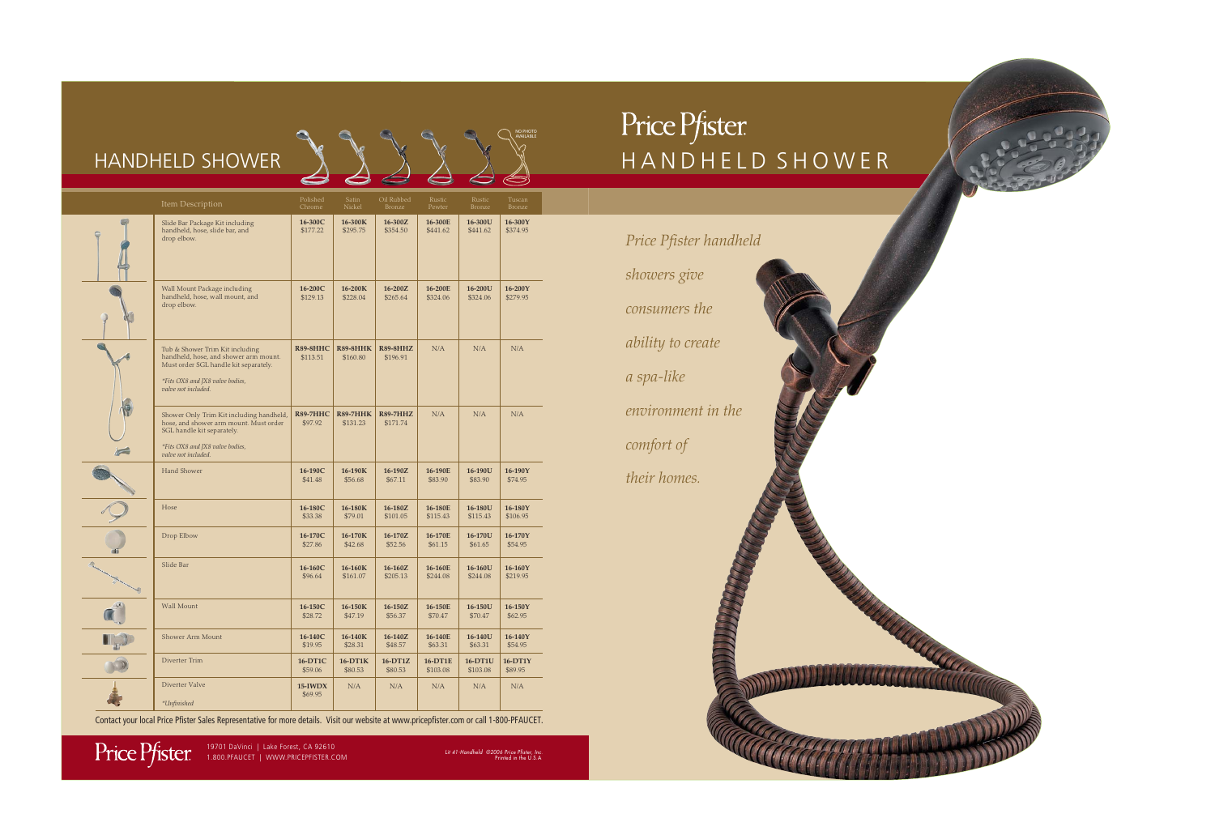# HANDHELD SHOWER

| Item Description | Polished Chrome | Satin Nickel | Oil Rubbed Bronze | Rustic Pewter | Rustic Bronze | Tuscan Bronze |
|---|---|---|---|---|---|---|
| Slide Bar Package Kit including handheld, hose, slide bar, and drop elbow. | **16-300C** $177.22 | **16-300K** $295.75 | **16-300Z** $354.50 | **16-300E** $441.62 | **16-300U** $441.62 | **16-300Y** $374.95 |
| Wall Mount Package including handheld, hose, wall mount, and drop elbow. | **16-200C** $129.13 | **16-200K** $228.04 | **16-200Z** $265.64 | **16-200E** $324.06 | **16-200U** $324.06 | **16-200Y** $279.95 |
| Tub & Shower Trim Kit including handheld, hose, and shower arm mount. Must order SGL handle kit separately. *\*Fits OX8 and JX8 valve bodies, valve not included.* | **R89-8HHC** $113.51 | **R89-8HHK** $160.80 | **R89-8HHZ** $196.91 | N/A | N/A | N/A |
| Shower Only Trim Kit including handheld, hose, and shower arm mount. Must order SGL handle kit separately. *\*Fits OX8 and JX8 valve bodies, valve not included.* | **R89-7HHC** $97.92 | **R89-7HHK** $131.23 | **R89-7HHZ** $171.74 | N/A | N/A | N/A |
| Hand Shower | **16-190C** $41.48 | **16-190K** $56.68 | **16-190Z** $67.11 | **16-190E** $83.90 | **16-190U** $83.90 | **16-190Y** $74.95 |
| Hose | **16-180C** $33.38 | **16-180K** $79.01 | **16-180Z** $101.05 | **16-180E** $115.43 | **16-180U** $115.43 | **16-180Y** $106.95 |
| Drop Elbow | **16-170C** $27.86 | **16-170K** $42.68 | **16-170Z** $52.56 | **16-170E** $61.15 | **16-170U** $61.65 | **16-170Y** $54.95 |
| Slide Bar | **16-160C** $96.64 | **16-160K** $161.07 | **16-160Z** $205.13 | **16-160E** $244.08 | **16-160U** $244.08 | **16-160Y** $219.95 |
| Wall Mount | **16-150C** $28.72 | **16-150K** $47.19 | **16-150Z** $56.37 | **16-150E** $70.47 | **16-150U** $70.47 | **16-150Y** $62.95 |
| Shower Arm Mount | **16-140C** $19.95 | **16-140K** $28.31 | **16-140Z** $48.57 | **16-140E** $63.31 | **16-140U** $63.31 | **16-140Y** $54.95 |
| Diverter Trim | **16-DT1C** $59.06 | **16-DT1K** $80.53 | **16-DT1Z** $80.53 | **16-DT1E** $103.08 | **16-DT1U** $103.08 | **16-DT1Y** $89.95 |
| Diverter Valve *\*Unfinished* | **15-IWDX** $69.95 | N/A | N/A | N/A | N/A | N/A |

Contact your local Price Pfister Sales Representative for more details. Visit our website at www.pricepfister.com or call 1-800-PFAUCET.

Price Pfister 19701 DaVinci | Lake Forest, CA 92610
1.800.PFAUCET | WWW.PRICEPFISTER.COM

L# 41-Handheld ©2006 Price Pfister, Inc. Printed in the U.S.A.

# Price Pfister
## HANDHELD SHOWER

*Price Pfister handheld showers give consumers the ability to create a spa-like environment in the comfort of their homes.*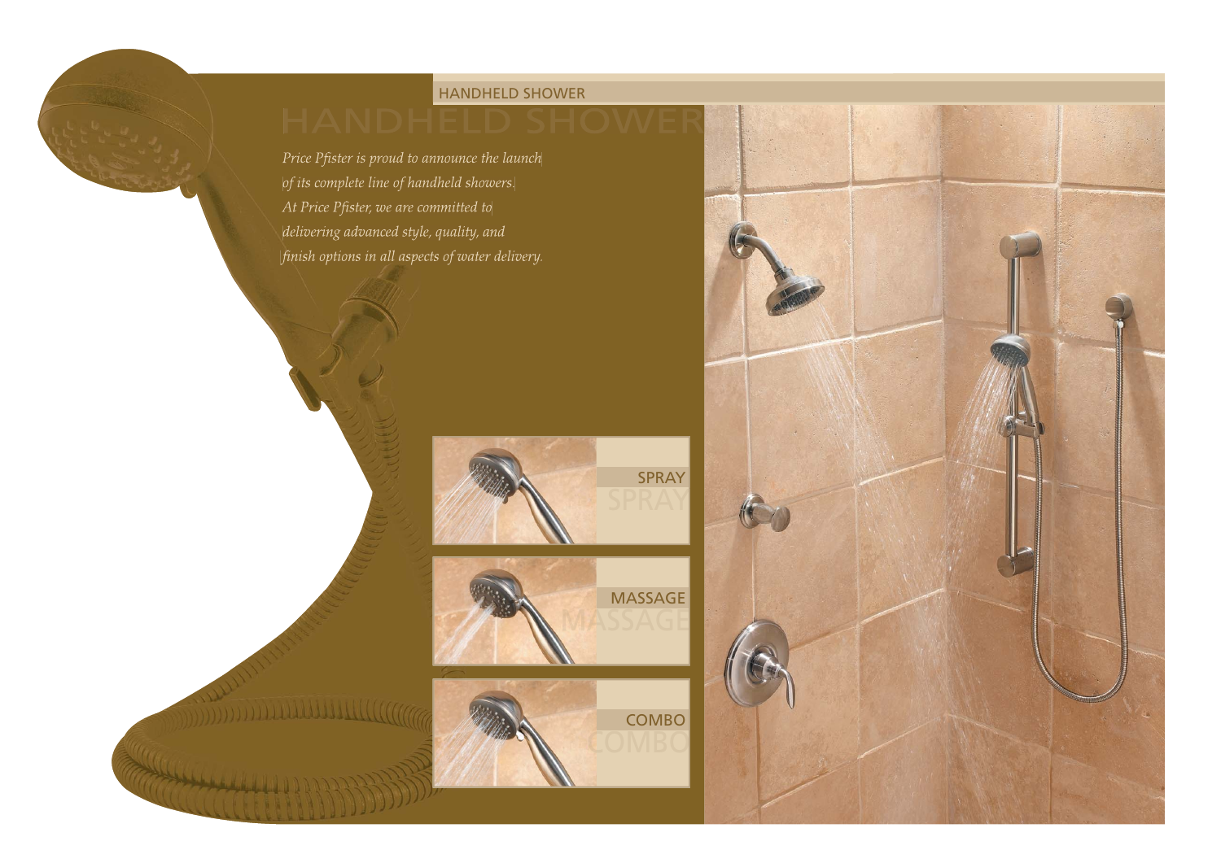HANDHELD SHOWER

# HANDHELD SHOWER

*Price Pfister is proud to announce the launch of its complete line of handheld showers. At Price Pfister, we are committed to delivering advanced style, quality, and finish options in all aspects of water delivery.*

SPRAY

MASSAGE

COMBO